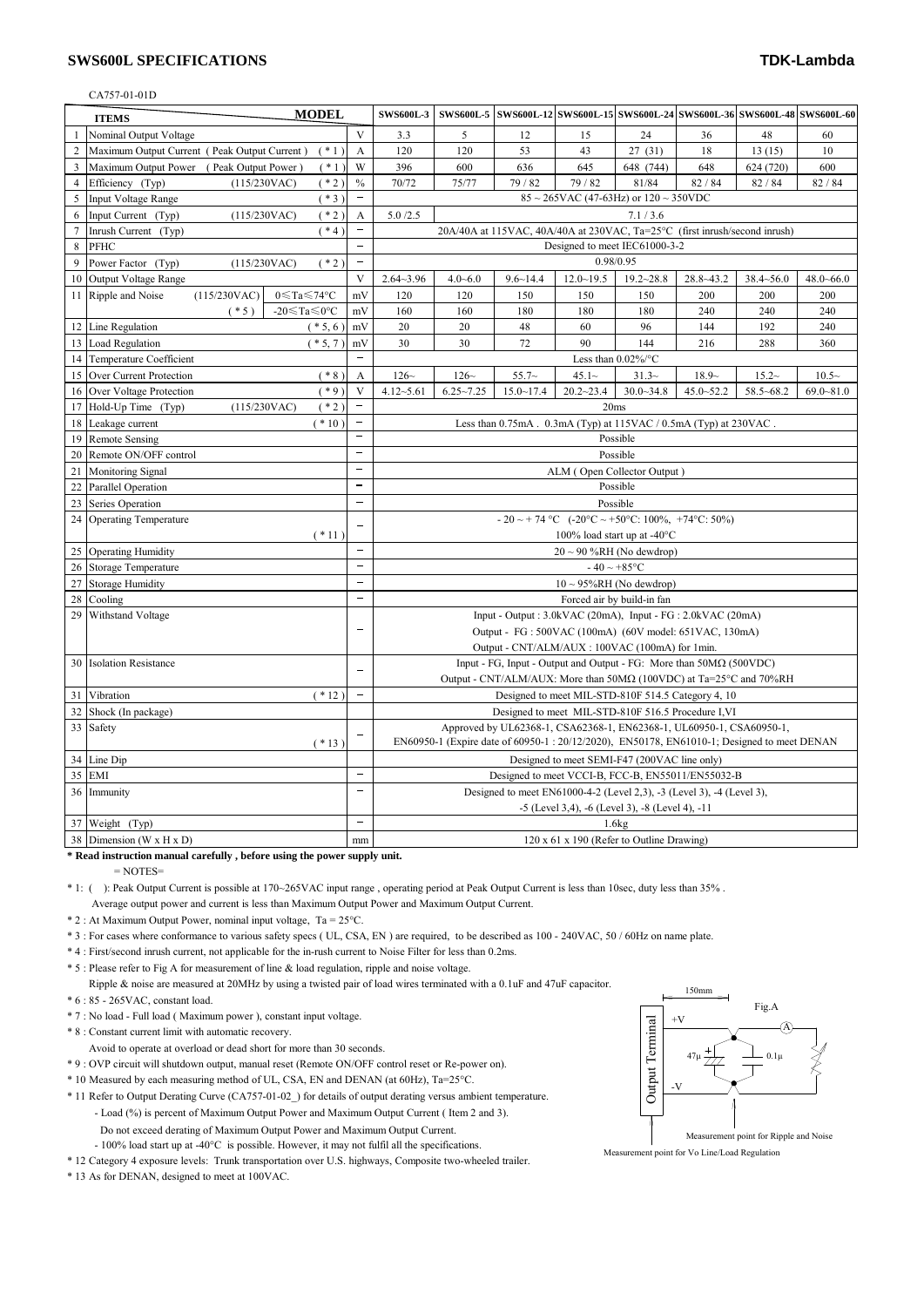## SWS600L SPECIFICATIONS

**TDK-Lambda**

CA757-01-01D

| | ITEMS / MODEL | | | SWS600L-3 | SWS600L-5 | SWS600L-12 | SWS600L-15 | SWS600L-24 | SWS600L-36 | SWS600L-48 | SWS600L-60 |
|---|---|---|---|---|---|---|---|---|---|---|---|
| 1 | Nominal Output Voltage | | V | 3.3 | 5 | 12 | 15 | 24 | 36 | 48 | 60 |
| 2 | Maximum Output Current ( Peak Output Current ) | ( *1 ) | A | 120 | 120 | 53 | 43 | 27 (31) | 18 | 13 (15) | 10 |
| 3 | Maximum Output Power ( Peak Output Power ) | ( *1 ) | W | 396 | 600 | 636 | 645 | 648 (744) | 648 | 624 (720) | 600 |
| 4 | Efficiency (Typ) (115/230VAC) | ( *2 ) | % | 70/72 | 75/77 | 79 / 82 | 79 / 82 | 81/84 | 82 / 84 | 82 / 84 | 82 / 84 |
| 5 | Input Voltage Range | ( *3 ) | − | 85 ~ 265VAC (47-63Hz) or 120 ~ 350VDC | | | | | | | |
| 6 | Input Current (Typ) (115/230VAC) | ( *2 ) | A | 5.0 /2.5 | 7.1 / 3.6 | | | | | | |
| 7 | Inrush Current (Typ) | ( *4 ) | − | 20A/40A at 115VAC, 40A/40A at 230VAC, Ta=25°C (first inrush/second inrush) | | | | | | | |
| 8 | PFHC | | − | Designed to meet IEC61000-3-2 | | | | | | | |
| 9 | Power Factor (Typ) (115/230VAC) | ( *2 ) | − | 0.98/0.95 | | | | | | | |
| 10 | Output Voltage Range | | V | 2.64~3.96 | 4.0~6.0 | 9.6~14.4 | 12.0~19.5 | 19.2~28.8 | 28.8~43.2 | 38.4~56.0 | 48.0~66.0 |
| 11 | Ripple and Noise (115/230VAC) ( *5 ) | 0≤Ta≤74°C | mV | 120 | 120 | 150 | 150 | 150 | 200 | 200 | 200 |
| | | -20≤Ta≤0°C | mV | 160 | 160 | 180 | 180 | 180 | 240 | 240 | 240 |
| 12 | Line Regulation | ( *5, 6 ) | mV | 20 | 20 | 48 | 60 | 96 | 144 | 192 | 240 |
| 13 | Load Regulation | ( *5, 7 ) | mV | 30 | 30 | 72 | 90 | 144 | 216 | 288 | 360 |
| 14 | Temperature Coefficient | | − | Less than 0.02%/°C | | | | | | | |
| 15 | Over Current Protection | ( *8 ) | A | 126~ | 126~ | 55.7~ | 45.1~ | 31.3~ | 18.9~ | 15.2~ | 10.5~ |
| 16 | Over Voltage Protection | ( *9 ) | V | 4.12~5.61 | 6.25~7.25 | 15.0~17.4 | 20.2~23.4 | 30.0~34.8 | 45.0~52.2 | 58.5~68.2 | 69.0~81.0 |
| 17 | Hold-Up Time (Typ) (115/230VAC) | ( *2 ) | − | 20ms | | | | | | | |
| 18 | Leakage current | ( *10 ) | − | Less than 0.75mA . 0.3mA (Typ) at 115VAC / 0.5mA (Typ) at 230VAC . | | | | | | | |
| 19 | Remote Sensing | | − | Possible | | | | | | | |
| 20 | Remote ON/OFF control | | − | Possible | | | | | | | |
| 21 | Monitoring Signal | | − | ALM ( Open Collector Output ) | | | | | | | |
| 22 | Parallel Operation | | − | Possible | | | | | | | |
| 23 | Series Operation | | − | Possible | | | | | | | |
| 24 | Operating Temperature | ( *11 ) | − | - 20 ~ + 74 °C (-20°C ~ +50°C: 100%, +74°C: 50%)<br>100% load start up at -40°C | | | | | | | |
| 25 | Operating Humidity | | − | 20 ~ 90 %RH (No dewdrop) | | | | | | | |
| 26 | Storage Temperature | | − | - 40 ~ +85°C | | | | | | | |
| 27 | Storage Humidity | | − | 10 ~ 95%RH (No dewdrop) | | | | | | | |
| 28 | Cooling | | − | Forced air by build-in fan | | | | | | | |
| 29 | Withstand Voltage | | − | Input - Output : 3.0kVAC (20mA), Input - FG : 2.0kVAC (20mA)<br>Output - FG : 500VAC (100mA) (60V model: 651VAC, 130mA)<br>Output - CNT/ALM/AUX : 100VAC (100mA) for 1min. | | | | | | | |
| 30 | Isolation Resistance | | − | Input - FG, Input - Output and Output - FG: More than 50MΩ (500VDC)<br>Output - CNT/ALM/AUX: More than 50MΩ (100VDC) at Ta=25°C and 70%RH | | | | | | | |
| 31 | Vibration | ( *12 ) | − | Designed to meet MIL-STD-810F 514.5 Category 4, 10 | | | | | | | |
| 32 | Shock (In package) | | | Designed to meet MIL-STD-810F 516.5 Procedure I,VI | | | | | | | |
| 33 | Safety | ( *13 ) | − | Approved by UL62368-1, CSA62368-1, EN62368-1, UL60950-1, CSA60950-1,<br>EN60950-1 (Expire date of 60950-1 : 20/12/2020), EN50178, EN61010-1; Designed to meet DENAN | | | | | | | |
| 34 | Line Dip | | | Designed to meet SEMI-F47 (200VAC line only) | | | | | | | |
| 35 | EMI | | − | Designed to meet VCCI-B, FCC-B, EN55011/EN55032-B | | | | | | | |
| 36 | Immunity | | − | Designed to meet EN61000-4-2 (Level 2,3), -3 (Level 3), -4 (Level 3),<br>-5 (Level 3,4), -6 (Level 3), -8 (Level 4), -11 | | | | | | | |
| 37 | Weight (Typ) | | − | 1.6kg | | | | | | | |
| 38 | Dimension (W x H x D) | | mm | 120 x 61 x 190 (Refer to Outline Drawing) | | | | | | | |

**\* Read instruction manual carefully , before using the power supply unit.**

= NOTES=

\* 1: ( ): Peak Output Current is possible at 170~265VAC input range , operating period at Peak Output Current is less than 10sec, duty less than 35% .
Average output power and current is less than Maximum Output Power and Maximum Output Current.

\* 2 : At Maximum Output Power, nominal input voltage, Ta = 25°C.

\* 3 : For cases where conformance to various safety specs ( UL, CSA, EN ) are required, to be described as 100 - 240VAC, 50 / 60Hz on name plate.

\* 4 : First/second inrush current, not applicable for the in-rush current to Noise Filter for less than 0.2ms.

\* 5 : Please refer to Fig A for measurement of line & load regulation, ripple and noise voltage.
Ripple & noise are measured at 20MHz by using a twisted pair of load wires terminated with a 0.1uF and 47uF capacitor.

\* 6 : 85 - 265VAC, constant load.

\* 7 : No load - Full load ( Maximum power ), constant input voltage.

\* 8 : Constant current limit with automatic recovery.
Avoid to operate at overload or dead short for more than 30 seconds.

\* 9 : OVP circuit will shutdown output, manual reset (Remote ON/OFF control reset or Re-power on).

\* 10 Measured by each measuring method of UL, CSA, EN and DENAN (at 60Hz), Ta=25°C.

\* 11 Refer to Output Derating Curve (CA757-01-02_) for details of output derating versus ambient temperature.
- Load (%) is percent of Maximum Output Power and Maximum Output Current ( Item 2 and 3).
Do not exceed derating of Maximum Output Power and Maximum Output Current.
- 100% load start up at -40°C is possible. However, it may not fulfil all the specifications.

\* 12 Category 4 exposure levels: Trunk transportation over U.S. highways, Composite two-wheeled trailer.

\* 13 As for DENAN, designed to meet at 100VAC.

Fig.A

150mm; Output Terminal; +V; -V; 47μ; 0.1μ; A

Measurement point for Ripple and Noise

Measurement point for Vo Line/Load Regulation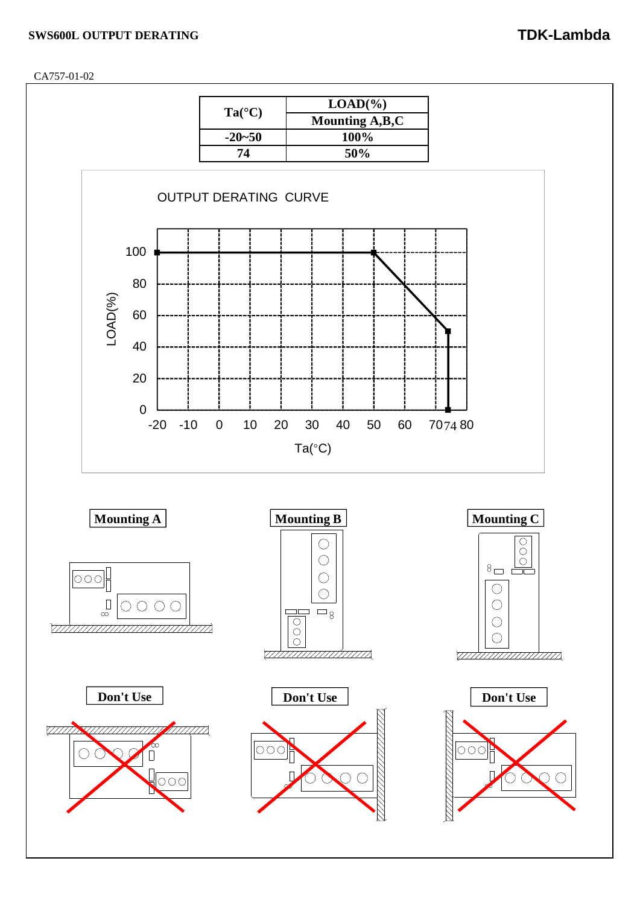## SWS600L OUTPUT DERATING

CA757-01-02

| Ta(°C) | LOAD(%) |
|---|---|
| | Mounting A,B,C |
| -20~50 | 100% |
| 74 | 50% |

OUTPUT DERATING CURVE

LOAD(%)

100
80
60
40
20
0

-20 -10 0 10 20 30 40 50 60 70 74 80

Ta(°C)

**Mounting A**

**Mounting B**

**Mounting C**

**Don't Use**

**Don't Use**

**Don't Use**